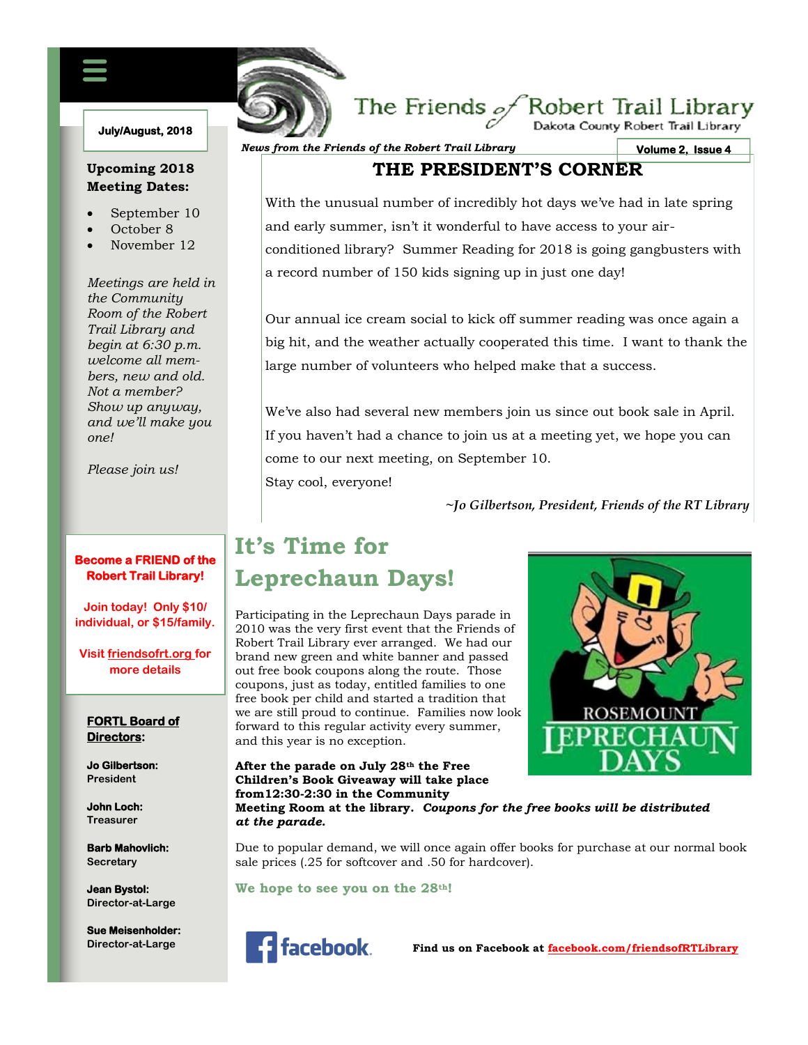# The Friends of Robert Trail Library

Dakota County Robert Trail Library

*News from the Friends of the Robert Trail Library*

**July/August, 2018**

**Volume 2, Issue 4**

## THE PRESIDENT'S CORNER

With the unusual number of incredibly hot days we've had in late spring and early summer, isn't it wonderful to have access to your air-conditioned library? Summer Reading for 2018 is going gangbusters with a record number of 150 kids signing up in just one day!

Our annual ice cream social to kick off summer reading was once again a big hit, and the weather actually cooperated this time. I want to thank the large number of volunteers who helped make that a success.

We've also had several new members join us since out book sale in April. If you haven't had a chance to join us at a meeting yet, we hope you can come to our next meeting, on September 10.

Stay cool, everyone!

*~Jo Gilbertson, President, Friends of the RT Library*

## It's Time for Leprechaun Days!

Participating in the Leprechaun Days parade in 2010 was the very first event that the Friends of Robert Trail Library ever arranged. We had our brand new green and white banner and passed out free book coupons along the route. Those coupons, just as today, entitled families to one free book per child and started a tradition that we are still proud to continue. Families now look forward to this regular activity every summer, and this year is no exception.

ROSEMOUNT LEPRECHAUN DAYS

**After the parade on July 28th the Free Children's Book Giveaway will take place from12:30-2:30 in the Community Meeting Room at the library.** ***Coupons for the free books will be distributed at the parade.***

Due to popular demand, we will once again offer books for purchase at our normal book sale prices (.25 for softcover and .50 for hardcover).

**We hope to see you on the 28th!**

**Find us on Facebook at facebook.com/friendsofRTLibrary**

---

### Upcoming 2018 Meeting Dates:

- September 10
- October 8
- November 12

*Meetings are held in the Community Room of the Robert Trail Library and begin at 6:30 p.m. welcome all members, new and old. Not a member? Show up anyway, and we'll make you one!*

*Please join us!*

**Become a FRIEND of the Robert Trail Library!**

**Join today! Only $10/ individual, or $15/family.**

**Visit friendsofrt.org for more details**

### FORTL Board of Directors:

**Jo Gilbertson:** President

**John Loch:** Treasurer

**Barb Mahovlich:** Secretary

**Jean Bystol:** Director-at-Large

**Sue Meisenholder:** Director-at-Large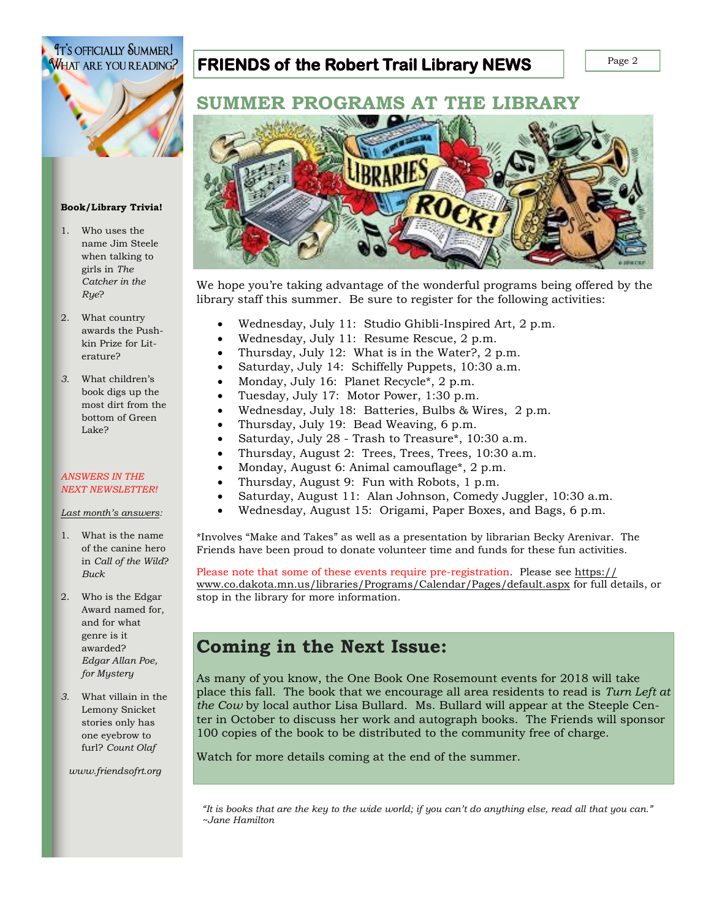It's officially Summer! What are you reading?

**Book/Library Trivia!**

1. Who uses the name Jim Steele when talking to girls in *The Catcher in the Rye*?
2. What country awards the Pushkin Prize for Literature?
3. What children's book digs up the most dirt from the bottom of Green Lake?

*ANSWERS IN THE NEXT NEWSLETTER!*

*Last month's answers:*

1. What is the name of the canine hero in *Call of the Wild*? *Buck*
2. Who is the Edgar Award named for, and for what genre is it awarded? *Edgar Allan Poe, for Mystery*
3. What villain in the Lemony Snicket stories only has one eyebrow to furl? *Count Olaf*

*www.friendsofrt.org*

# FRIENDS of the Robert Trail Library NEWS

## SUMMER PROGRAMS AT THE LIBRARY

We hope you're taking advantage of the wonderful programs being offered by the library staff this summer. Be sure to register for the following activities:

- Wednesday, July 11: Studio Ghibli-Inspired Art, 2 p.m.
- Wednesday, July 11: Resume Rescue, 2 p.m.
- Thursday, July 12: What is in the Water?, 2 p.m.
- Saturday, July 14: Schiffelly Puppets, 10:30 a.m.
- Monday, July 16: Planet Recycle*, 2 p.m.
- Tuesday, July 17: Motor Power, 1:30 p.m.
- Wednesday, July 18: Batteries, Bulbs & Wires, 2 p.m.
- Thursday, July 19: Bead Weaving, 6 p.m.
- Saturday, July 28 - Trash to Treasure*, 10:30 a.m.
- Thursday, August 2: Trees, Trees, Trees, 10:30 a.m.
- Monday, August 6: Animal camouflage*, 2 p.m.
- Thursday, August 9: Fun with Robots, 1 p.m.
- Saturday, August 11: Alan Johnson, Comedy Juggler, 10:30 a.m.
- Wednesday, August 15: Origami, Paper Boxes, and Bags, 6 p.m.

*Involves "Make and Takes" as well as a presentation by librarian Becky Arenivar. The Friends have been proud to donate volunteer time and funds for these fun activities.

Please note that some of these events require pre-registration. Please see https://www.co.dakota.mn.us/libraries/Programs/Calendar/Pages/default.aspx for full details, or stop in the library for more information.

## Coming in the Next Issue:

As many of you know, the One Book One Rosemount events for 2018 will take place this fall. The book that we encourage all area residents to read is *Turn Left at the Cow* by local author Lisa Bullard. Ms. Bullard will appear at the Steeple Center in October to discuss her work and autograph books. The Friends will sponsor 100 copies of the book to be distributed to the community free of charge.

Watch for more details coming at the end of the summer.

*"It is books that are the key to the wide world; if you can't do anything else, read all that you can." ~Jane Hamilton*